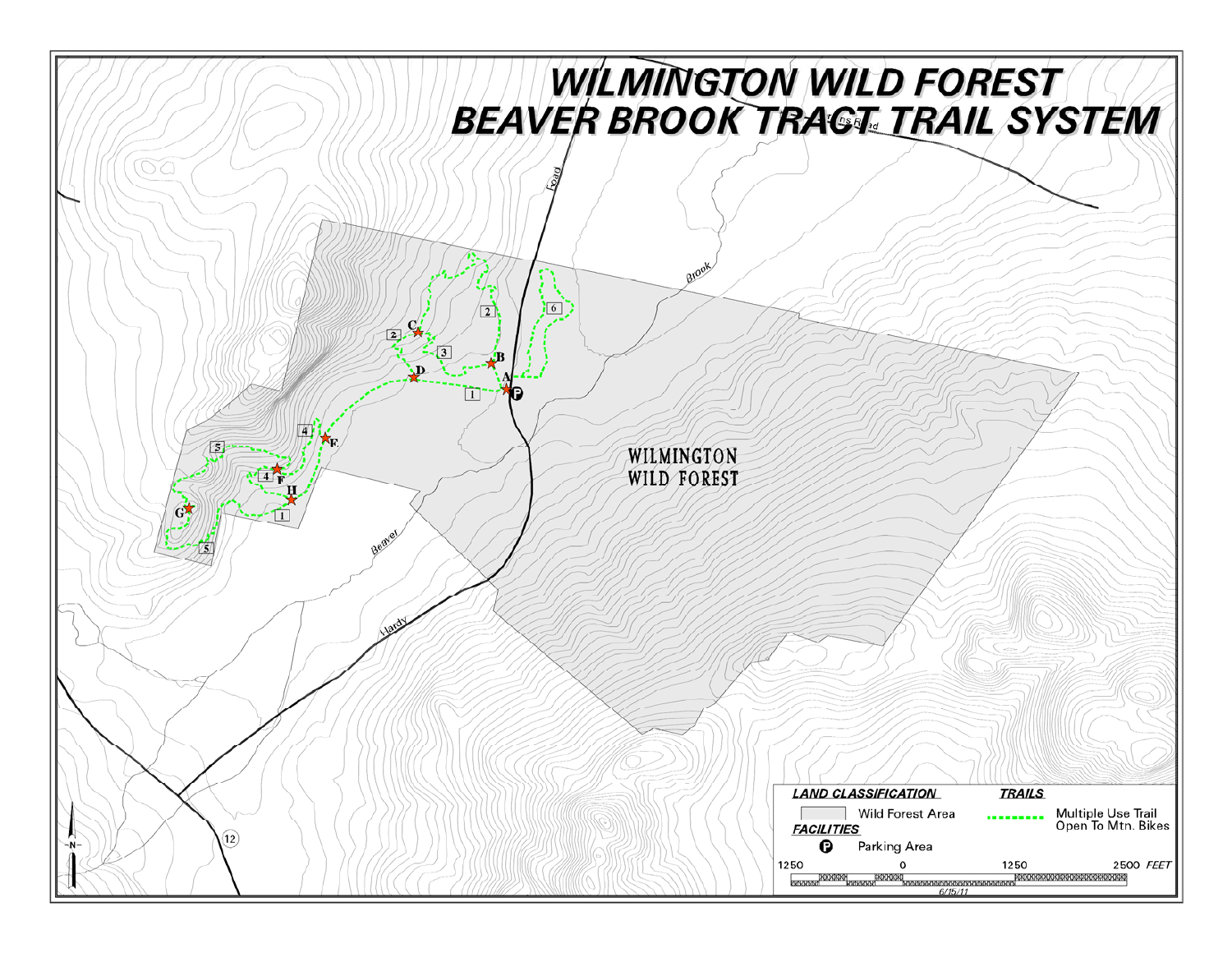# WILMINGTON WILD FOREST
# BEAVER BROOK TRACT TRAIL SYSTEM

WILMINGTON WILD FOREST

**LAND CLASSIFICATION**

Wild Forest Area

**FACILITIES**

Parking Area

**TRAILS**

Multiple Use Trail Open To Mtn. Bikes

1250 0 1250 2500 FEET

6/15/11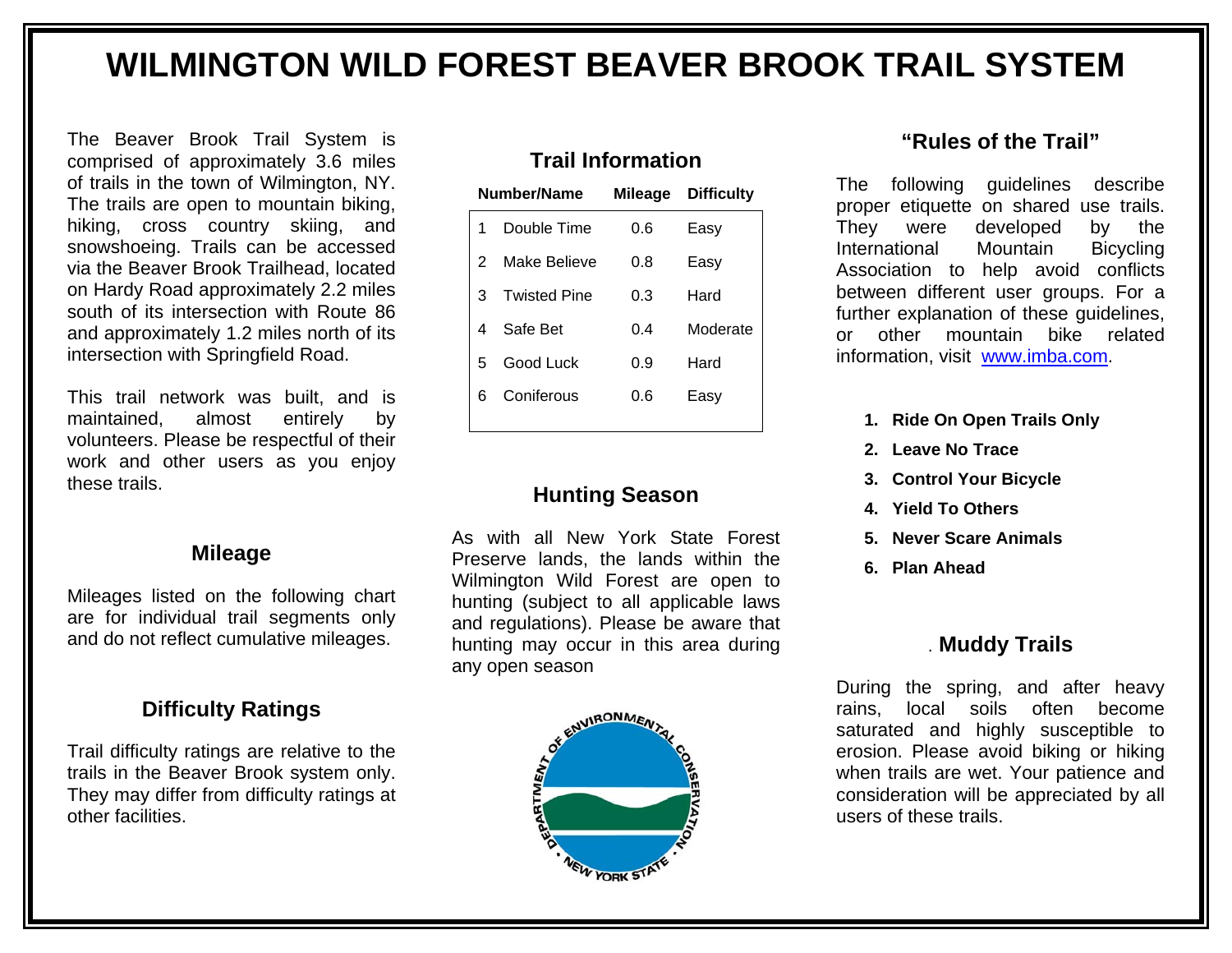# WILMINGTON WILD FOREST BEAVER BROOK TRAIL SYSTEM

The Beaver Brook Trail System is comprised of approximately 3.6 miles of trails in the town of Wilmington, NY. The trails are open to mountain biking, hiking, cross country skiing, and snowshoeing. Trails can be accessed via the Beaver Brook Trailhead, located on Hardy Road approximately 2.2 miles south of its intersection with Route 86 and approximately 1.2 miles north of its intersection with Springfield Road.

This trail network was built, and is maintained, almost entirely by volunteers. Please be respectful of their work and other users as you enjoy these trails.

## Mileage

Mileages listed on the following chart are for individual trail segments only and do not reflect cumulative mileages.

## Difficulty Ratings

Trail difficulty ratings are relative to the trails in the Beaver Brook system only. They may differ from difficulty ratings at other facilities.

## Trail Information

| Number/Name | | Mileage | Difficulty |
|---|---|---|---|
| 1 | Double Time | 0.6 | Easy |
| 2 | Make Believe | 0.8 | Easy |
| 3 | Twisted Pine | 0.3 | Hard |
| 4 | Safe Bet | 0.4 | Moderate |
| 5 | Good Luck | 0.9 | Hard |
| 6 | Coniferous | 0.6 | Easy |

## Hunting Season

As with all New York State Forest Preserve lands, the lands within the Wilmington Wild Forest are open to hunting (subject to all applicable laws and regulations). Please be aware that hunting may occur in this area during any open season

DEPARTMENT OF ENVIRONMENTAL CONSERVATION • NEW YORK STATE •

## "Rules of the Trail"

The following guidelines describe proper etiquette on shared use trails. They were developed by the International Mountain Bicycling Association to help avoid conflicts between different user groups. For a further explanation of these guidelines, or other mountain bike related information, visit www.imba.com.

1. **Ride On Open Trails Only**
2. **Leave No Trace**
3. **Control Your Bicycle**
4. **Yield To Others**
5. **Never Scare Animals**
6. **Plan Ahead**

## Muddy Trails

During the spring, and after heavy rains, local soils often become saturated and highly susceptible to erosion. Please avoid biking or hiking when trails are wet. Your patience and consideration will be appreciated by all users of these trails.